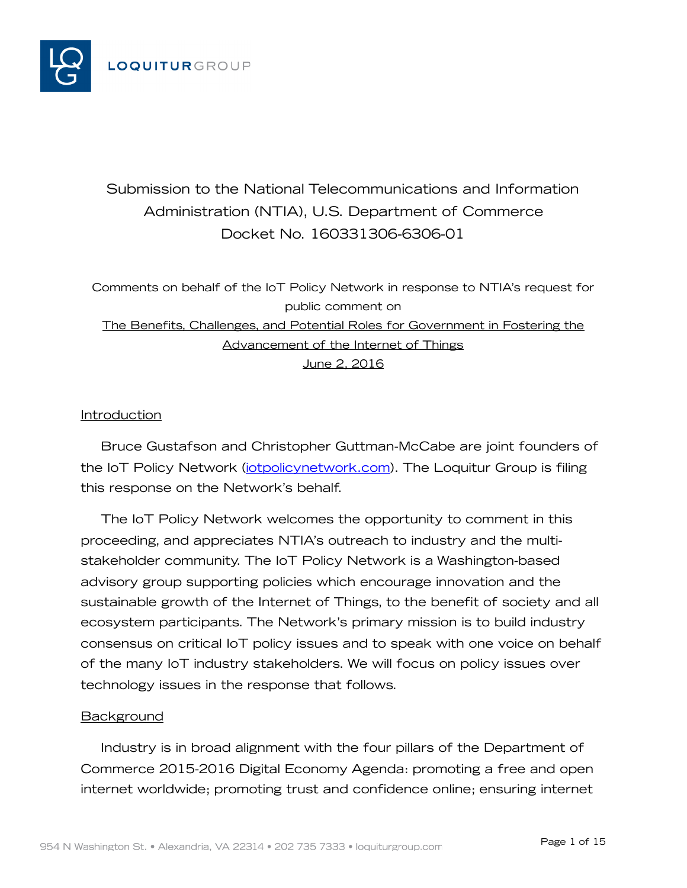LOQUITURGROUP

# Submission to the National Telecommunications and Information Administration (NTIA), U.S. Department of Commerce Docket No. 160331306-6306-01

Comments on behalf of the IoT Policy Network in response to NTIA's request for public comment on

The Benefits, Challenges, and Potential Roles for Government in Fostering the Advancement of the Internet of Things

June 2, 2016

## Introduction

Bruce Gustafson and Christopher Guttman-McCabe are joint founders of the IoT Policy Network (iotpolicynetwork.com). The Loquitur Group is filing this response on the Network's behalf.

The IoT Policy Network welcomes the opportunity to comment in this proceeding, and appreciates NTIA's outreach to industry and the multi-stakeholder community. The IoT Policy Network is a Washington-based advisory group supporting policies which encourage innovation and the sustainable growth of the Internet of Things, to the benefit of society and all ecosystem participants. The Network's primary mission is to build industry consensus on critical IoT policy issues and to speak with one voice on behalf of the many IoT industry stakeholders. We will focus on policy issues over technology issues in the response that follows.

## Background

Industry is in broad alignment with the four pillars of the Department of Commerce 2015-2016 Digital Economy Agenda: promoting a free and open internet worldwide; promoting trust and confidence online; ensuring internet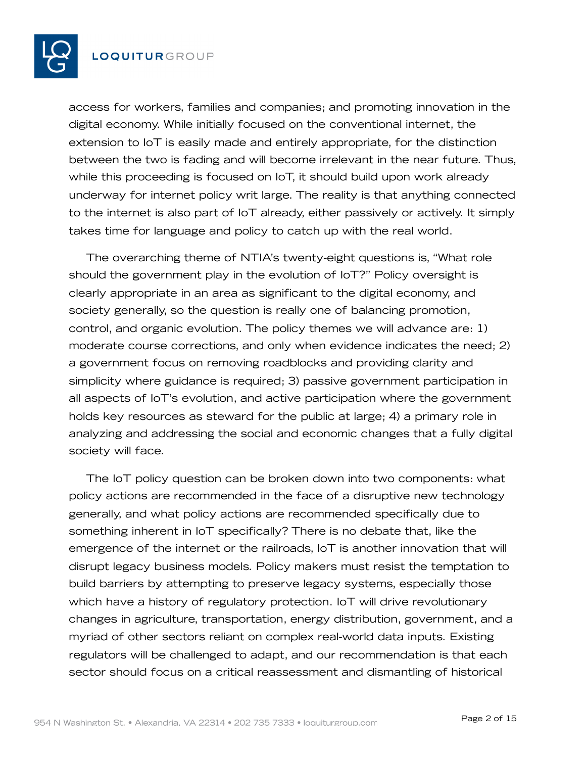access for workers, families and companies; and promoting innovation in the digital economy. While initially focused on the conventional internet, the extension to IoT is easily made and entirely appropriate, for the distinction between the two is fading and will become irrelevant in the near future. Thus, while this proceeding is focused on IoT, it should build upon work already underway for internet policy writ large. The reality is that anything connected to the internet is also part of IoT already, either passively or actively. It simply takes time for language and policy to catch up with the real world.

The overarching theme of NTIA's twenty-eight questions is, "What role should the government play in the evolution of IoT?" Policy oversight is clearly appropriate in an area as significant to the digital economy, and society generally, so the question is really one of balancing promotion, control, and organic evolution. The policy themes we will advance are: 1) moderate course corrections, and only when evidence indicates the need; 2) a government focus on removing roadblocks and providing clarity and simplicity where guidance is required; 3) passive government participation in all aspects of IoT's evolution, and active participation where the government holds key resources as steward for the public at large; 4) a primary role in analyzing and addressing the social and economic changes that a fully digital society will face.

The IoT policy question can be broken down into two components: what policy actions are recommended in the face of a disruptive new technology generally, and what policy actions are recommended specifically due to something inherent in IoT specifically? There is no debate that, like the emergence of the internet or the railroads, IoT is another innovation that will disrupt legacy business models. Policy makers must resist the temptation to build barriers by attempting to preserve legacy systems, especially those which have a history of regulatory protection. IoT will drive revolutionary changes in agriculture, transportation, energy distribution, government, and a myriad of other sectors reliant on complex real-world data inputs. Existing regulators will be challenged to adapt, and our recommendation is that each sector should focus on a critical reassessment and dismantling of historical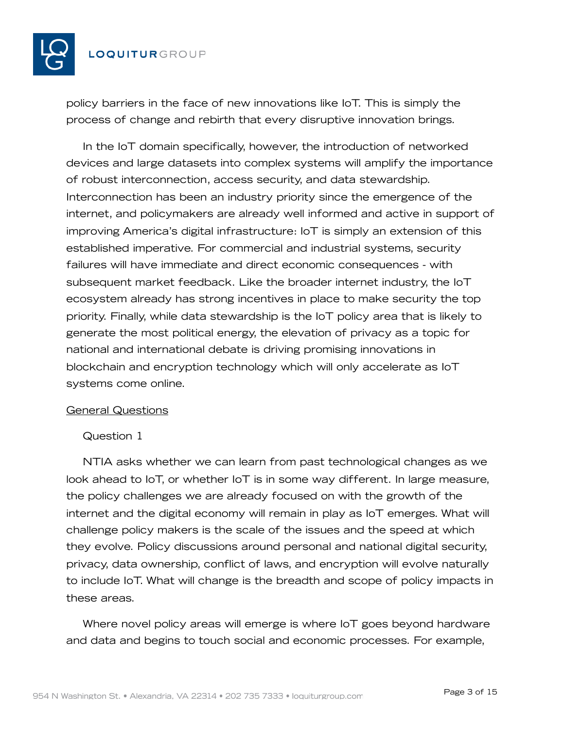policy barriers in the face of new innovations like IoT. This is simply the process of change and rebirth that every disruptive innovation brings.

In the IoT domain specifically, however, the introduction of networked devices and large datasets into complex systems will amplify the importance of robust interconnection, access security, and data stewardship. Interconnection has been an industry priority since the emergence of the internet, and policymakers are already well informed and active in support of improving America's digital infrastructure: IoT is simply an extension of this established imperative. For commercial and industrial systems, security failures will have immediate and direct economic consequences - with subsequent market feedback. Like the broader internet industry, the IoT ecosystem already has strong incentives in place to make security the top priority. Finally, while data stewardship is the IoT policy area that is likely to generate the most political energy, the elevation of privacy as a topic for national and international debate is driving promising innovations in blockchain and encryption technology which will only accelerate as IoT systems come online.

<u>General Questions</u>

Question 1

NTIA asks whether we can learn from past technological changes as we look ahead to IoT, or whether IoT is in some way different. In large measure, the policy challenges we are already focused on with the growth of the internet and the digital economy will remain in play as IoT emerges. What will challenge policy makers is the scale of the issues and the speed at which they evolve. Policy discussions around personal and national digital security, privacy, data ownership, conflict of laws, and encryption will evolve naturally to include IoT. What will change is the breadth and scope of policy impacts in these areas.

Where novel policy areas will emerge is where IoT goes beyond hardware and data and begins to touch social and economic processes. For example,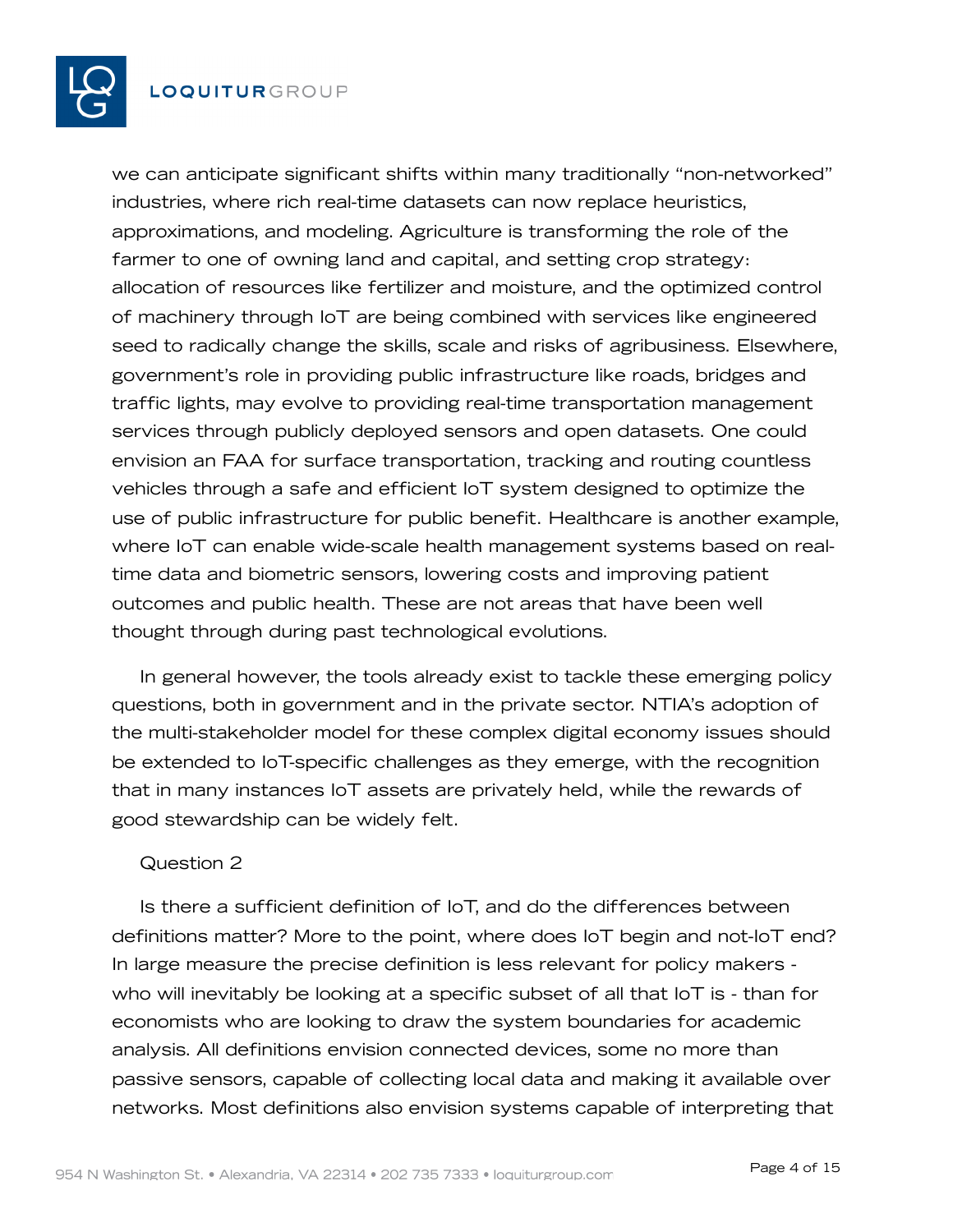we can anticipate significant shifts within many traditionally "non-networked" industries, where rich real-time datasets can now replace heuristics, approximations, and modeling. Agriculture is transforming the role of the farmer to one of owning land and capital, and setting crop strategy: allocation of resources like fertilizer and moisture, and the optimized control of machinery through IoT are being combined with services like engineered seed to radically change the skills, scale and risks of agribusiness. Elsewhere, government's role in providing public infrastructure like roads, bridges and traffic lights, may evolve to providing real-time transportation management services through publicly deployed sensors and open datasets. One could envision an FAA for surface transportation, tracking and routing countless vehicles through a safe and efficient IoT system designed to optimize the use of public infrastructure for public benefit. Healthcare is another example, where IoT can enable wide-scale health management systems based on real-time data and biometric sensors, lowering costs and improving patient outcomes and public health. These are not areas that have been well thought through during past technological evolutions.

In general however, the tools already exist to tackle these emerging policy questions, both in government and in the private sector. NTIA's adoption of the multi-stakeholder model for these complex digital economy issues should be extended to IoT-specific challenges as they emerge, with the recognition that in many instances IoT assets are privately held, while the rewards of good stewardship can be widely felt.

Question 2

Is there a sufficient definition of IoT, and do the differences between definitions matter? More to the point, where does IoT begin and not-IoT end? In large measure the precise definition is less relevant for policy makers - who will inevitably be looking at a specific subset of all that IoT is - than for economists who are looking to draw the system boundaries for academic analysis. All definitions envision connected devices, some no more than passive sensors, capable of collecting local data and making it available over networks. Most definitions also envision systems capable of interpreting that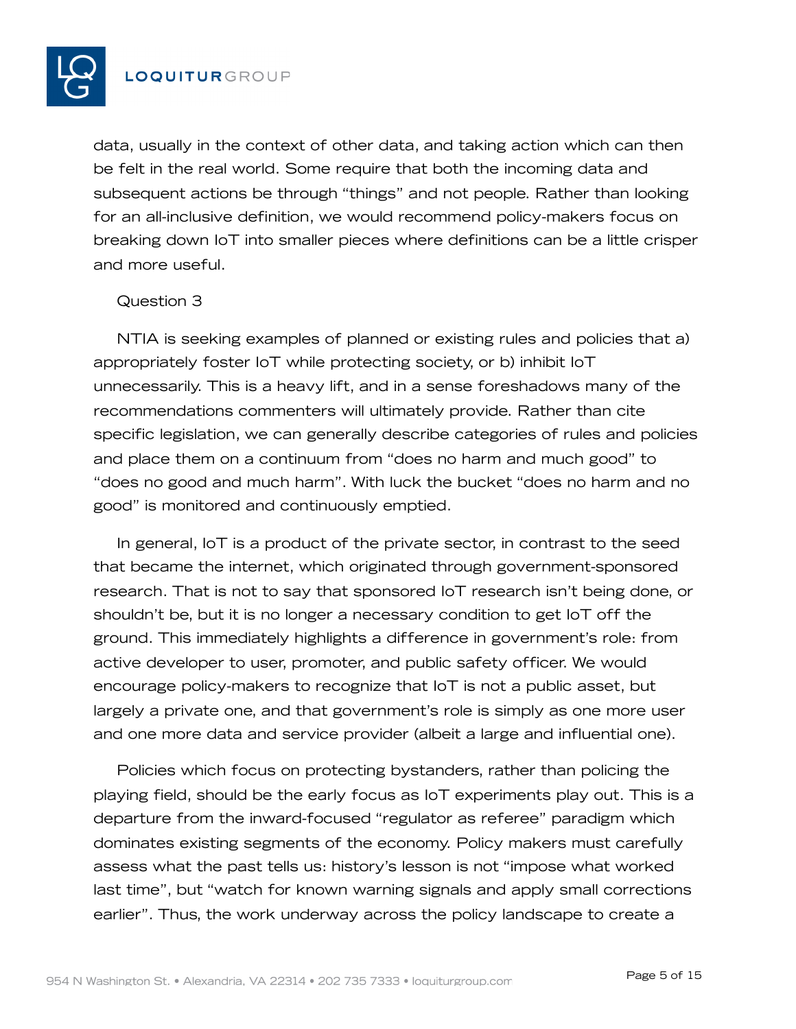data, usually in the context of other data, and taking action which can then be felt in the real world. Some require that both the incoming data and subsequent actions be through "things" and not people. Rather than looking for an all-inclusive definition, we would recommend policy-makers focus on breaking down IoT into smaller pieces where definitions can be a little crisper and more useful.

Question 3

NTIA is seeking examples of planned or existing rules and policies that a) appropriately foster IoT while protecting society, or b) inhibit IoT unnecessarily. This is a heavy lift, and in a sense foreshadows many of the recommendations commenters will ultimately provide. Rather than cite specific legislation, we can generally describe categories of rules and policies and place them on a continuum from "does no harm and much good" to "does no good and much harm". With luck the bucket "does no harm and no good" is monitored and continuously emptied.

In general, IoT is a product of the private sector, in contrast to the seed that became the internet, which originated through government-sponsored research. That is not to say that sponsored IoT research isn't being done, or shouldn't be, but it is no longer a necessary condition to get IoT off the ground. This immediately highlights a difference in government's role: from active developer to user, promoter, and public safety officer. We would encourage policy-makers to recognize that IoT is not a public asset, but largely a private one, and that government's role is simply as one more user and one more data and service provider (albeit a large and influential one).

Policies which focus on protecting bystanders, rather than policing the playing field, should be the early focus as IoT experiments play out. This is a departure from the inward-focused "regulator as referee" paradigm which dominates existing segments of the economy. Policy makers must carefully assess what the past tells us: history's lesson is not "impose what worked last time", but "watch for known warning signals and apply small corrections earlier". Thus, the work underway across the policy landscape to create a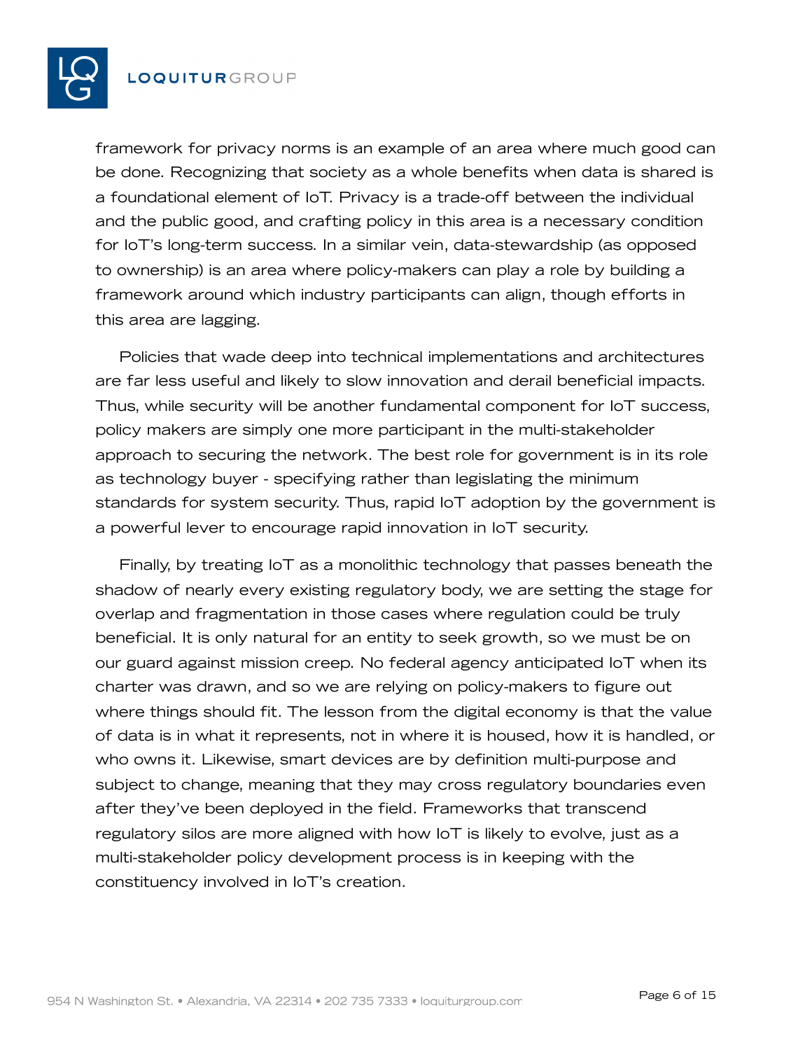framework for privacy norms is an example of an area where much good can be done. Recognizing that society as a whole benefits when data is shared is a foundational element of IoT. Privacy is a trade-off between the individual and the public good, and crafting policy in this area is a necessary condition for IoT's long-term success. In a similar vein, data-stewardship (as opposed to ownership) is an area where policy-makers can play a role by building a framework around which industry participants can align, though efforts in this area are lagging.

Policies that wade deep into technical implementations and architectures are far less useful and likely to slow innovation and derail beneficial impacts. Thus, while security will be another fundamental component for IoT success, policy makers are simply one more participant in the multi-stakeholder approach to securing the network. The best role for government is in its role as technology buyer - specifying rather than legislating the minimum standards for system security. Thus, rapid IoT adoption by the government is a powerful lever to encourage rapid innovation in IoT security.

Finally, by treating IoT as a monolithic technology that passes beneath the shadow of nearly every existing regulatory body, we are setting the stage for overlap and fragmentation in those cases where regulation could be truly beneficial. It is only natural for an entity to seek growth, so we must be on our guard against mission creep. No federal agency anticipated IoT when its charter was drawn, and so we are relying on policy-makers to figure out where things should fit. The lesson from the digital economy is that the value of data is in what it represents, not in where it is housed, how it is handled, or who owns it. Likewise, smart devices are by definition multi-purpose and subject to change, meaning that they may cross regulatory boundaries even after they've been deployed in the field. Frameworks that transcend regulatory silos are more aligned with how IoT is likely to evolve, just as a multi-stakeholder policy development process is in keeping with the constituency involved in IoT's creation.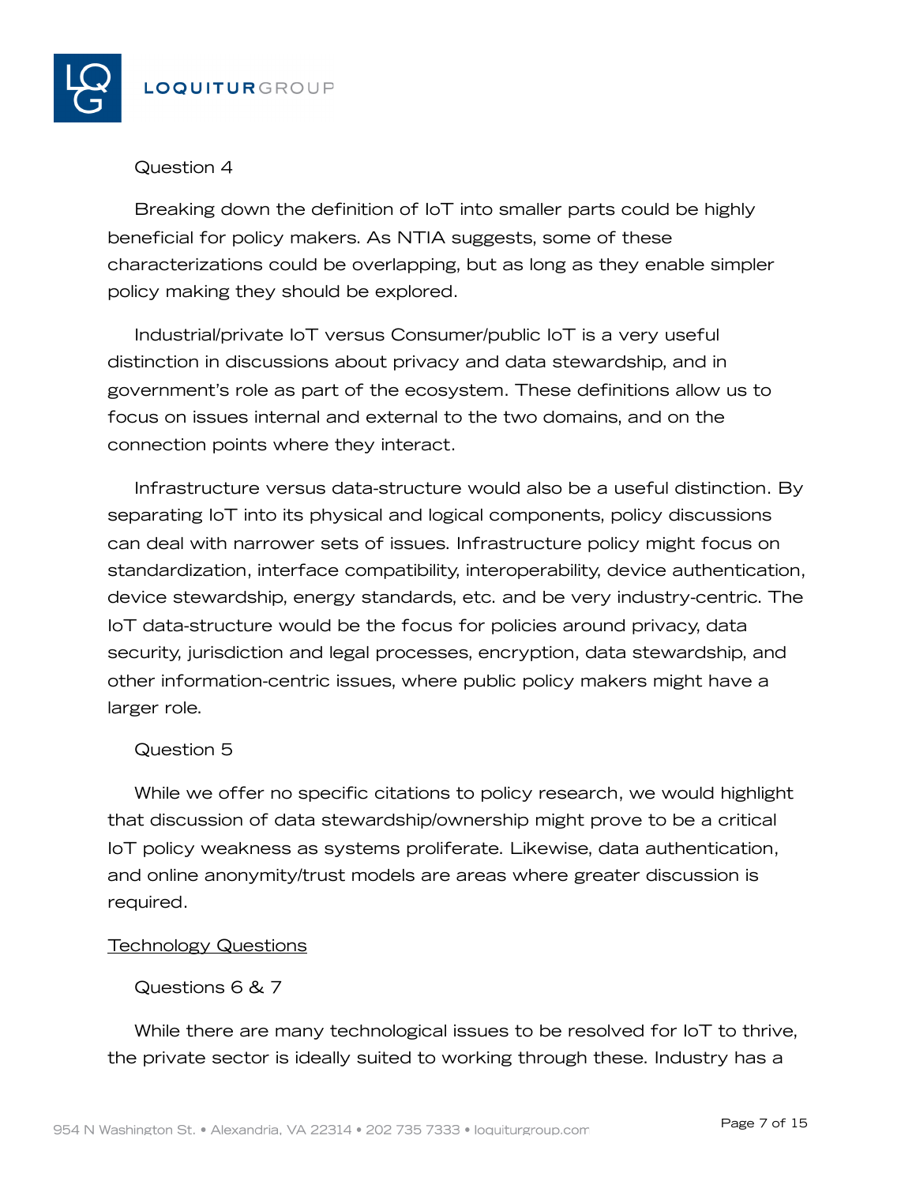Question 4

Breaking down the definition of IoT into smaller parts could be highly beneficial for policy makers. As NTIA suggests, some of these characterizations could be overlapping, but as long as they enable simpler policy making they should be explored.

Industrial/private IoT versus Consumer/public IoT is a very useful distinction in discussions about privacy and data stewardship, and in government's role as part of the ecosystem. These definitions allow us to focus on issues internal and external to the two domains, and on the connection points where they interact.

Infrastructure versus data-structure would also be a useful distinction. By separating IoT into its physical and logical components, policy discussions can deal with narrower sets of issues. Infrastructure policy might focus on standardization, interface compatibility, interoperability, device authentication, device stewardship, energy standards, etc. and be very industry-centric. The IoT data-structure would be the focus for policies around privacy, data security, jurisdiction and legal processes, encryption, data stewardship, and other information-centric issues, where public policy makers might have a larger role.

Question 5

While we offer no specific citations to policy research, we would highlight that discussion of data stewardship/ownership might prove to be a critical IoT policy weakness as systems proliferate. Likewise, data authentication, and online anonymity/trust models are areas where greater discussion is required.

<u>Technology Questions</u>

Questions 6 & 7

While there are many technological issues to be resolved for IoT to thrive, the private sector is ideally suited to working through these. Industry has a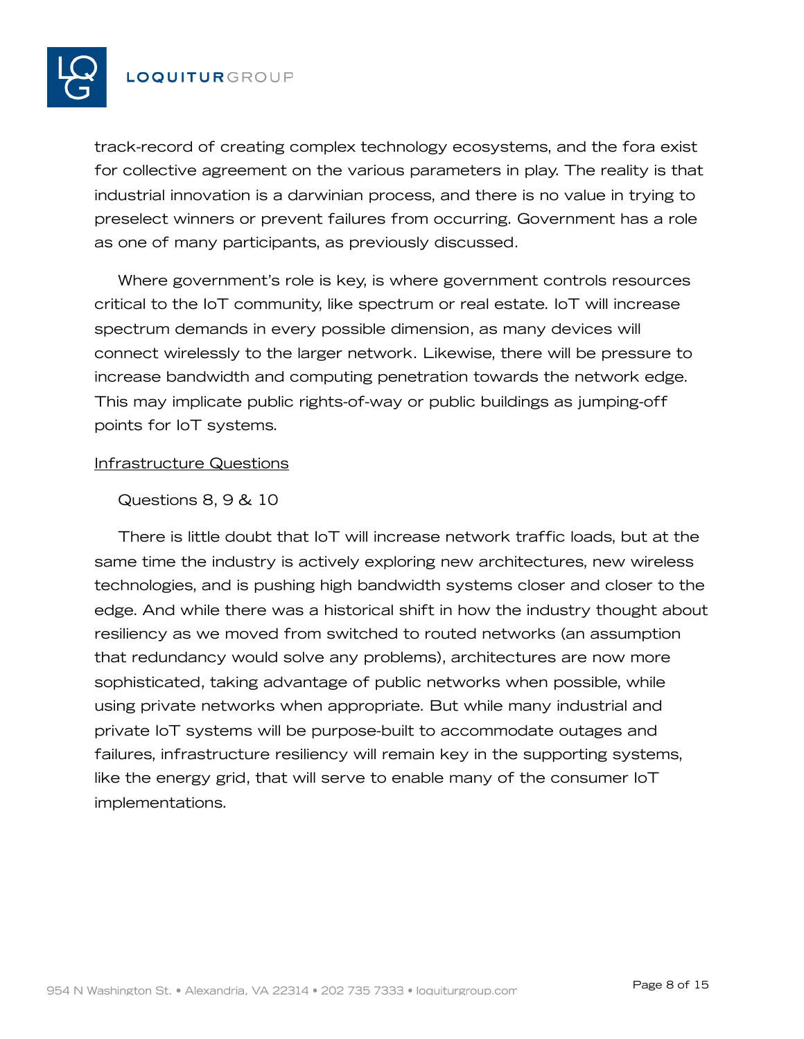track-record of creating complex technology ecosystems, and the fora exist for collective agreement on the various parameters in play. The reality is that industrial innovation is a darwinian process, and there is no value in trying to preselect winners or prevent failures from occurring. Government has a role as one of many participants, as previously discussed.

Where government's role is key, is where government controls resources critical to the IoT community, like spectrum or real estate. IoT will increase spectrum demands in every possible dimension, as many devices will connect wirelessly to the larger network. Likewise, there will be pressure to increase bandwidth and computing penetration towards the network edge. This may implicate public rights-of-way or public buildings as jumping-off points for IoT systems.

<u>Infrastructure Questions</u>

Questions 8, 9 & 10

There is little doubt that IoT will increase network traffic loads, but at the same time the industry is actively exploring new architectures, new wireless technologies, and is pushing high bandwidth systems closer and closer to the edge. And while there was a historical shift in how the industry thought about resiliency as we moved from switched to routed networks (an assumption that redundancy would solve any problems), architectures are now more sophisticated, taking advantage of public networks when possible, while using private networks when appropriate. But while many industrial and private IoT systems will be purpose-built to accommodate outages and failures, infrastructure resiliency will remain key in the supporting systems, like the energy grid, that will serve to enable many of the consumer IoT implementations.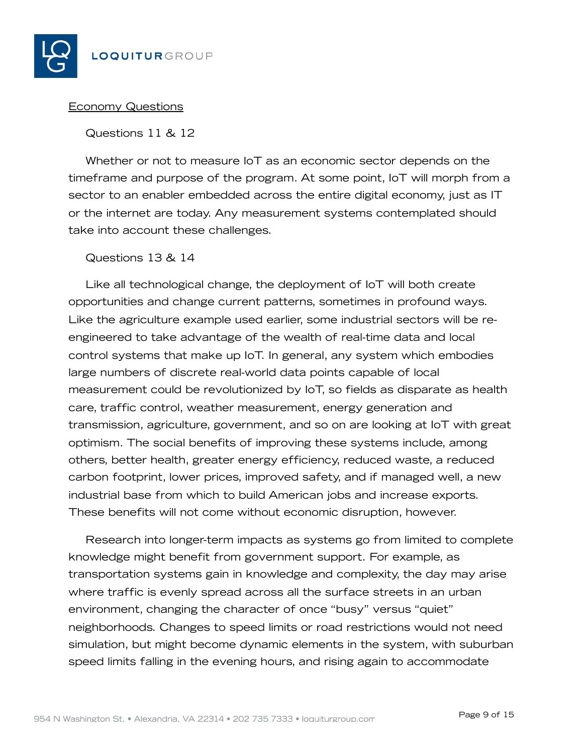<u>Economy Questions</u>

Questions 11 & 12

Whether or not to measure IoT as an economic sector depends on the timeframe and purpose of the program. At some point, IoT will morph from a sector to an enabler embedded across the entire digital economy, just as IT or the internet are today. Any measurement systems contemplated should take into account these challenges.

Questions 13 & 14

Like all technological change, the deployment of IoT will both create opportunities and change current patterns, sometimes in profound ways. Like the agriculture example used earlier, some industrial sectors will be re-engineered to take advantage of the wealth of real-time data and local control systems that make up IoT. In general, any system which embodies large numbers of discrete real-world data points capable of local measurement could be revolutionized by IoT, so fields as disparate as health care, traffic control, weather measurement, energy generation and transmission, agriculture, government, and so on are looking at IoT with great optimism. The social benefits of improving these systems include, among others, better health, greater energy efficiency, reduced waste, a reduced carbon footprint, lower prices, improved safety, and if managed well, a new industrial base from which to build American jobs and increase exports. These benefits will not come without economic disruption, however.

Research into longer-term impacts as systems go from limited to complete knowledge might benefit from government support. For example, as transportation systems gain in knowledge and complexity, the day may arise where traffic is evenly spread across all the surface streets in an urban environment, changing the character of once "busy" versus "quiet" neighborhoods. Changes to speed limits or road restrictions would not need simulation, but might become dynamic elements in the system, with suburban speed limits falling in the evening hours, and rising again to accommodate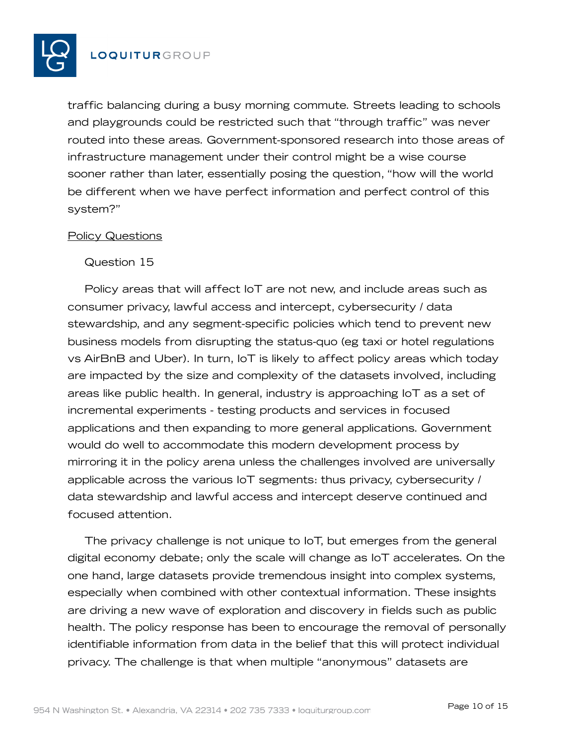traffic balancing during a busy morning commute. Streets leading to schools and playgrounds could be restricted such that "through traffic" was never routed into these areas. Government-sponsored research into those areas of infrastructure management under their control might be a wise course sooner rather than later, essentially posing the question, "how will the world be different when we have perfect information and perfect control of this system?"

<u>Policy Questions</u>

Question 15

Policy areas that will affect IoT are not new, and include areas such as consumer privacy, lawful access and intercept, cybersecurity / data stewardship, and any segment-specific policies which tend to prevent new business models from disrupting the status-quo (eg taxi or hotel regulations vs AirBnB and Uber). In turn, IoT is likely to affect policy areas which today are impacted by the size and complexity of the datasets involved, including areas like public health. In general, industry is approaching IoT as a set of incremental experiments - testing products and services in focused applications and then expanding to more general applications. Government would do well to accommodate this modern development process by mirroring it in the policy arena unless the challenges involved are universally applicable across the various IoT segments: thus privacy, cybersecurity / data stewardship and lawful access and intercept deserve continued and focused attention.

The privacy challenge is not unique to IoT, but emerges from the general digital economy debate; only the scale will change as IoT accelerates. On the one hand, large datasets provide tremendous insight into complex systems, especially when combined with other contextual information. These insights are driving a new wave of exploration and discovery in fields such as public health. The policy response has been to encourage the removal of personally identifiable information from data in the belief that this will protect individual privacy. The challenge is that when multiple "anonymous" datasets are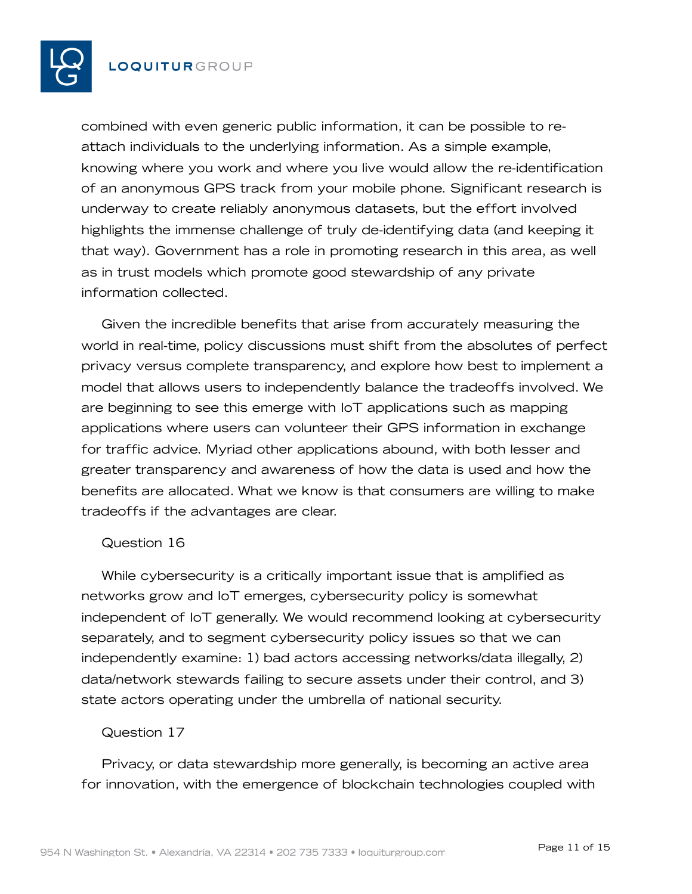combined with even generic public information, it can be possible to re-attach individuals to the underlying information. As a simple example, knowing where you work and where you live would allow the re-identification of an anonymous GPS track from your mobile phone. Significant research is underway to create reliably anonymous datasets, but the effort involved highlights the immense challenge of truly de-identifying data (and keeping it that way). Government has a role in promoting research in this area, as well as in trust models which promote good stewardship of any private information collected.

Given the incredible benefits that arise from accurately measuring the world in real-time, policy discussions must shift from the absolutes of perfect privacy versus complete transparency, and explore how best to implement a model that allows users to independently balance the tradeoffs involved. We are beginning to see this emerge with IoT applications such as mapping applications where users can volunteer their GPS information in exchange for traffic advice. Myriad other applications abound, with both lesser and greater transparency and awareness of how the data is used and how the benefits are allocated. What we know is that consumers are willing to make tradeoffs if the advantages are clear.

Question 16

While cybersecurity is a critically important issue that is amplified as networks grow and IoT emerges, cybersecurity policy is somewhat independent of IoT generally. We would recommend looking at cybersecurity separately, and to segment cybersecurity policy issues so that we can independently examine: 1) bad actors accessing networks/data illegally, 2) data/network stewards failing to secure assets under their control, and 3) state actors operating under the umbrella of national security.

Question 17

Privacy, or data stewardship more generally, is becoming an active area for innovation, with the emergence of blockchain technologies coupled with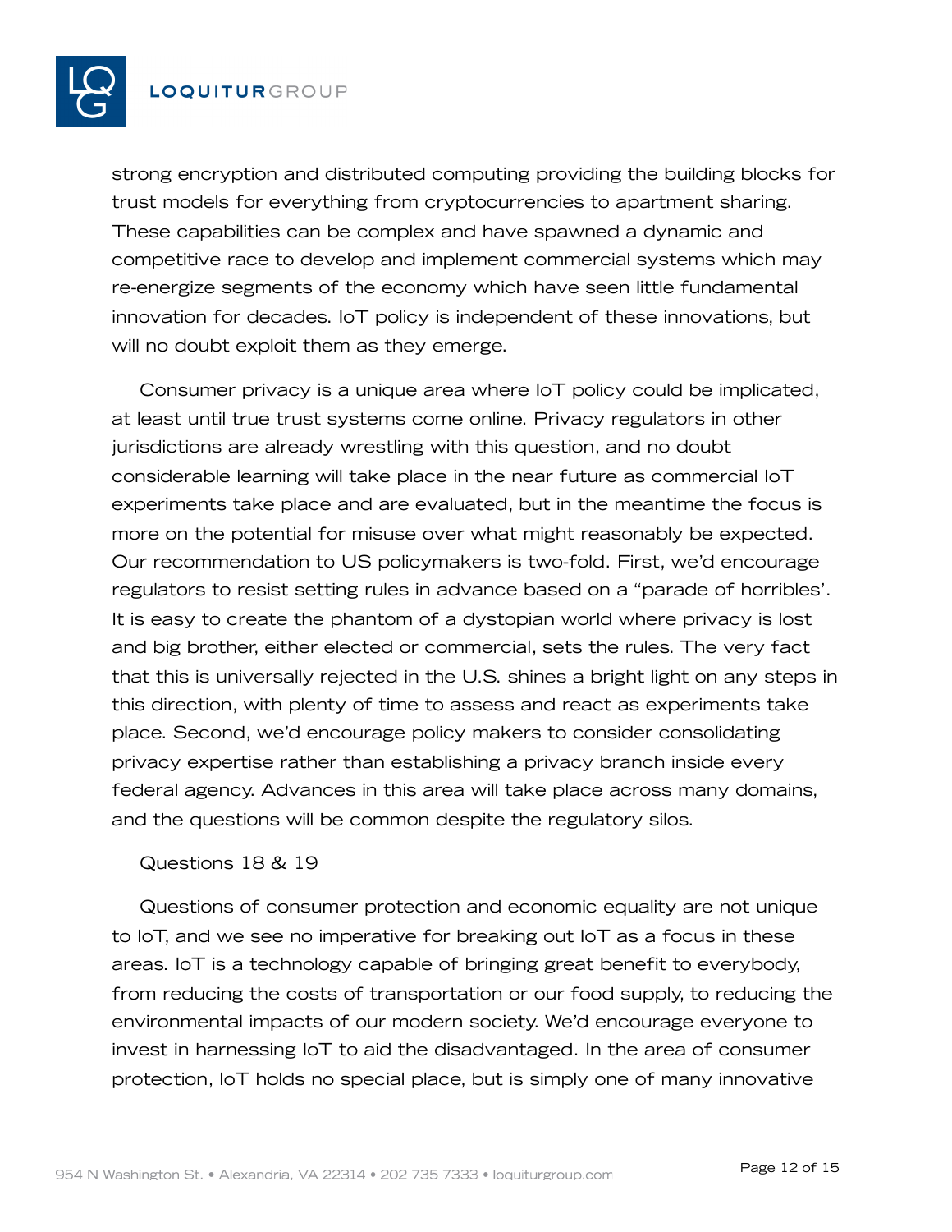strong encryption and distributed computing providing the building blocks for trust models for everything from cryptocurrencies to apartment sharing. These capabilities can be complex and have spawned a dynamic and competitive race to develop and implement commercial systems which may re-energize segments of the economy which have seen little fundamental innovation for decades. IoT policy is independent of these innovations, but will no doubt exploit them as they emerge.

Consumer privacy is a unique area where IoT policy could be implicated, at least until true trust systems come online. Privacy regulators in other jurisdictions are already wrestling with this question, and no doubt considerable learning will take place in the near future as commercial IoT experiments take place and are evaluated, but in the meantime the focus is more on the potential for misuse over what might reasonably be expected. Our recommendation to US policymakers is two-fold. First, we'd encourage regulators to resist setting rules in advance based on a "parade of horribles'. It is easy to create the phantom of a dystopian world where privacy is lost and big brother, either elected or commercial, sets the rules. The very fact that this is universally rejected in the U.S. shines a bright light on any steps in this direction, with plenty of time to assess and react as experiments take place. Second, we'd encourage policy makers to consider consolidating privacy expertise rather than establishing a privacy branch inside every federal agency. Advances in this area will take place across many domains, and the questions will be common despite the regulatory silos.

Questions 18 & 19

Questions of consumer protection and economic equality are not unique to IoT, and we see no imperative for breaking out IoT as a focus in these areas. IoT is a technology capable of bringing great benefit to everybody, from reducing the costs of transportation or our food supply, to reducing the environmental impacts of our modern society. We'd encourage everyone to invest in harnessing IoT to aid the disadvantaged. In the area of consumer protection, IoT holds no special place, but is simply one of many innovative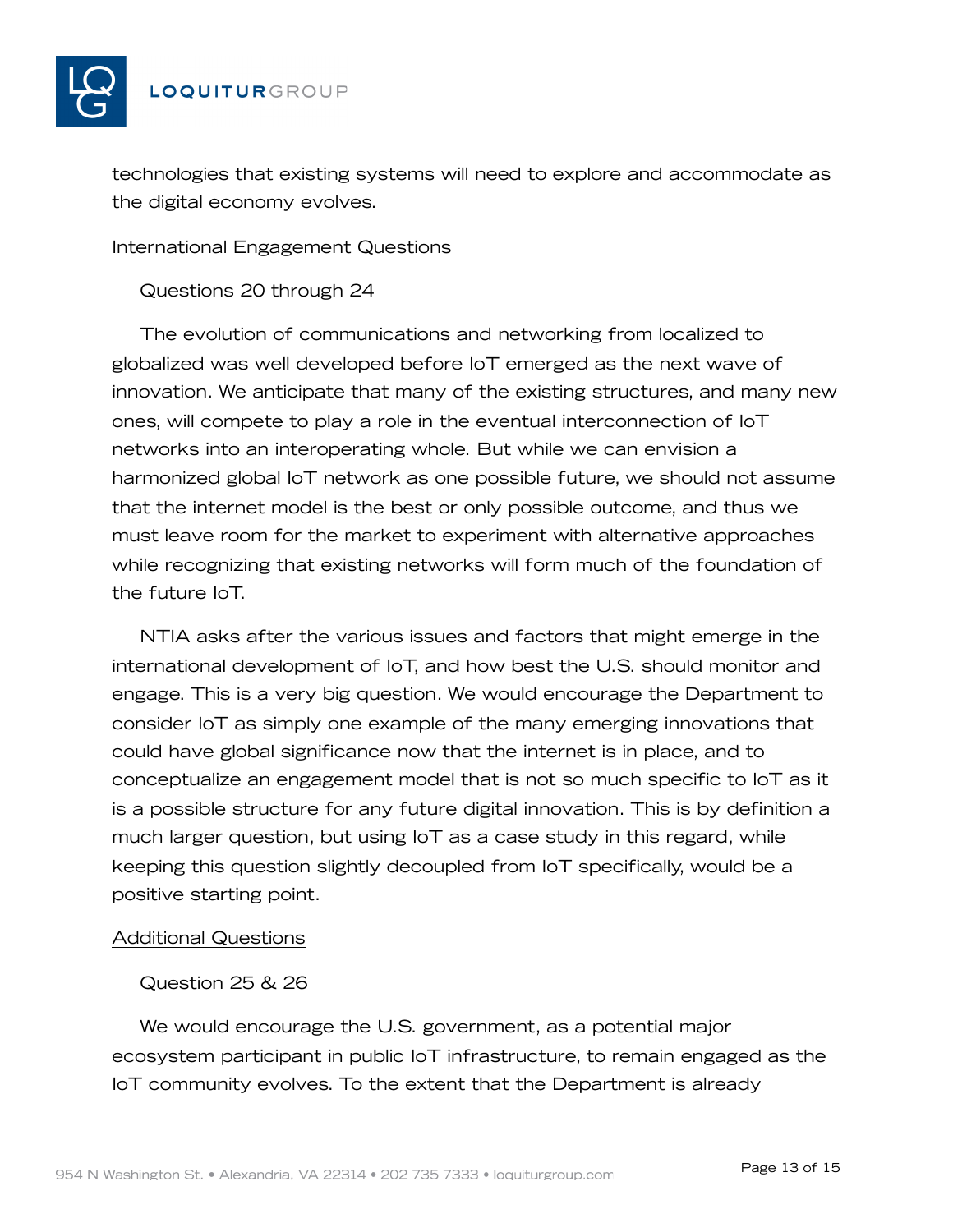technologies that existing systems will need to explore and accommodate as the digital economy evolves.

International Engagement Questions

Questions 20 through 24

The evolution of communications and networking from localized to globalized was well developed before IoT emerged as the next wave of innovation. We anticipate that many of the existing structures, and many new ones, will compete to play a role in the eventual interconnection of IoT networks into an interoperating whole. But while we can envision a harmonized global IoT network as one possible future, we should not assume that the internet model is the best or only possible outcome, and thus we must leave room for the market to experiment with alternative approaches while recognizing that existing networks will form much of the foundation of the future IoT.

NTIA asks after the various issues and factors that might emerge in the international development of IoT, and how best the U.S. should monitor and engage. This is a very big question. We would encourage the Department to consider IoT as simply one example of the many emerging innovations that could have global significance now that the internet is in place, and to conceptualize an engagement model that is not so much specific to IoT as it is a possible structure for any future digital innovation. This is by definition a much larger question, but using IoT as a case study in this regard, while keeping this question slightly decoupled from IoT specifically, would be a positive starting point.

Additional Questions

Question 25 & 26

We would encourage the U.S. government, as a potential major ecosystem participant in public IoT infrastructure, to remain engaged as the IoT community evolves. To the extent that the Department is already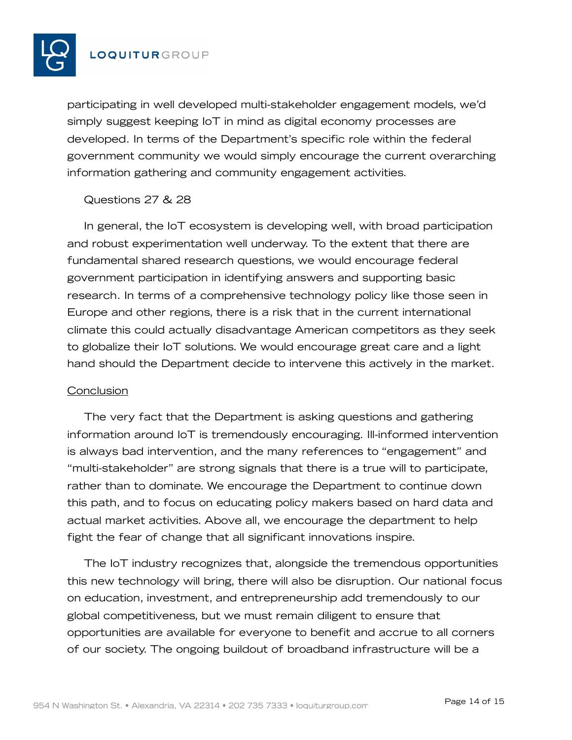participating in well developed multi-stakeholder engagement models, we'd simply suggest keeping IoT in mind as digital economy processes are developed. In terms of the Department's specific role within the federal government community we would simply encourage the current overarching information gathering and community engagement activities.

Questions 27 & 28

In general, the IoT ecosystem is developing well, with broad participation and robust experimentation well underway. To the extent that there are fundamental shared research questions, we would encourage federal government participation in identifying answers and supporting basic research. In terms of a comprehensive technology policy like those seen in Europe and other regions, there is a risk that in the current international climate this could actually disadvantage American competitors as they seek to globalize their IoT solutions. We would encourage great care and a light hand should the Department decide to intervene this actively in the market.

<u>Conclusion</u>

The very fact that the Department is asking questions and gathering information around IoT is tremendously encouraging. Ill-informed intervention is always bad intervention, and the many references to "engagement" and "multi-stakeholder" are strong signals that there is a true will to participate, rather than to dominate. We encourage the Department to continue down this path, and to focus on educating policy makers based on hard data and actual market activities. Above all, we encourage the department to help fight the fear of change that all significant innovations inspire.

The IoT industry recognizes that, alongside the tremendous opportunities this new technology will bring, there will also be disruption. Our national focus on education, investment, and entrepreneurship add tremendously to our global competitiveness, but we must remain diligent to ensure that opportunities are available for everyone to benefit and accrue to all corners of our society. The ongoing buildout of broadband infrastructure will be a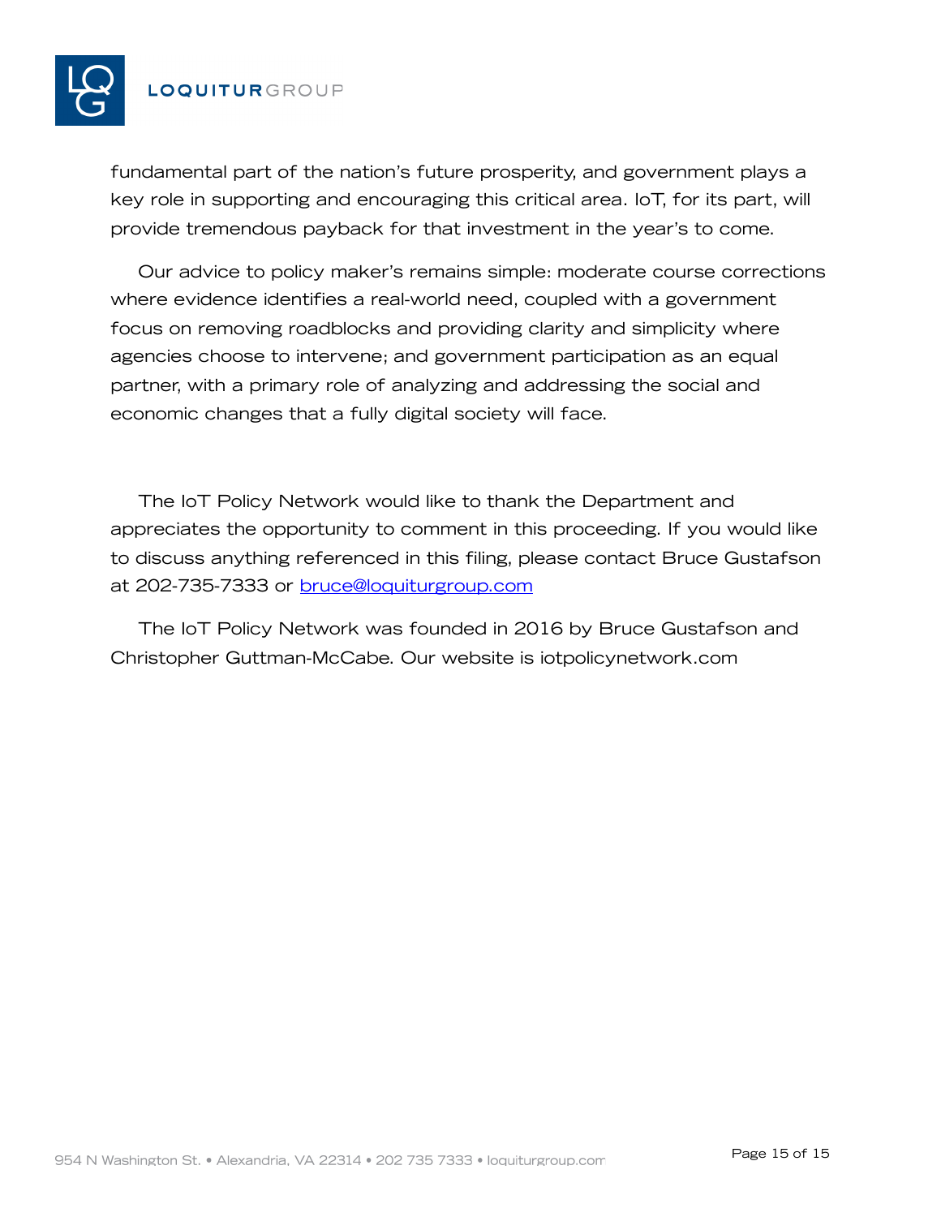fundamental part of the nation's future prosperity, and government plays a key role in supporting and encouraging this critical area. IoT, for its part, will provide tremendous payback for that investment in the year's to come.

Our advice to policy maker's remains simple: moderate course corrections where evidence identifies a real-world need, coupled with a government focus on removing roadblocks and providing clarity and simplicity where agencies choose to intervene; and government participation as an equal partner, with a primary role of analyzing and addressing the social and economic changes that a fully digital society will face.

The IoT Policy Network would like to thank the Department and appreciates the opportunity to comment in this proceeding. If you would like to discuss anything referenced in this filing, please contact Bruce Gustafson at 202-735-7333 or [bruce@loquiturgroup.com](mailto:bruce@loquiturgroup.com)

The IoT Policy Network was founded in 2016 by Bruce Gustafson and Christopher Guttman-McCabe. Our website is iotpolicynetwork.com